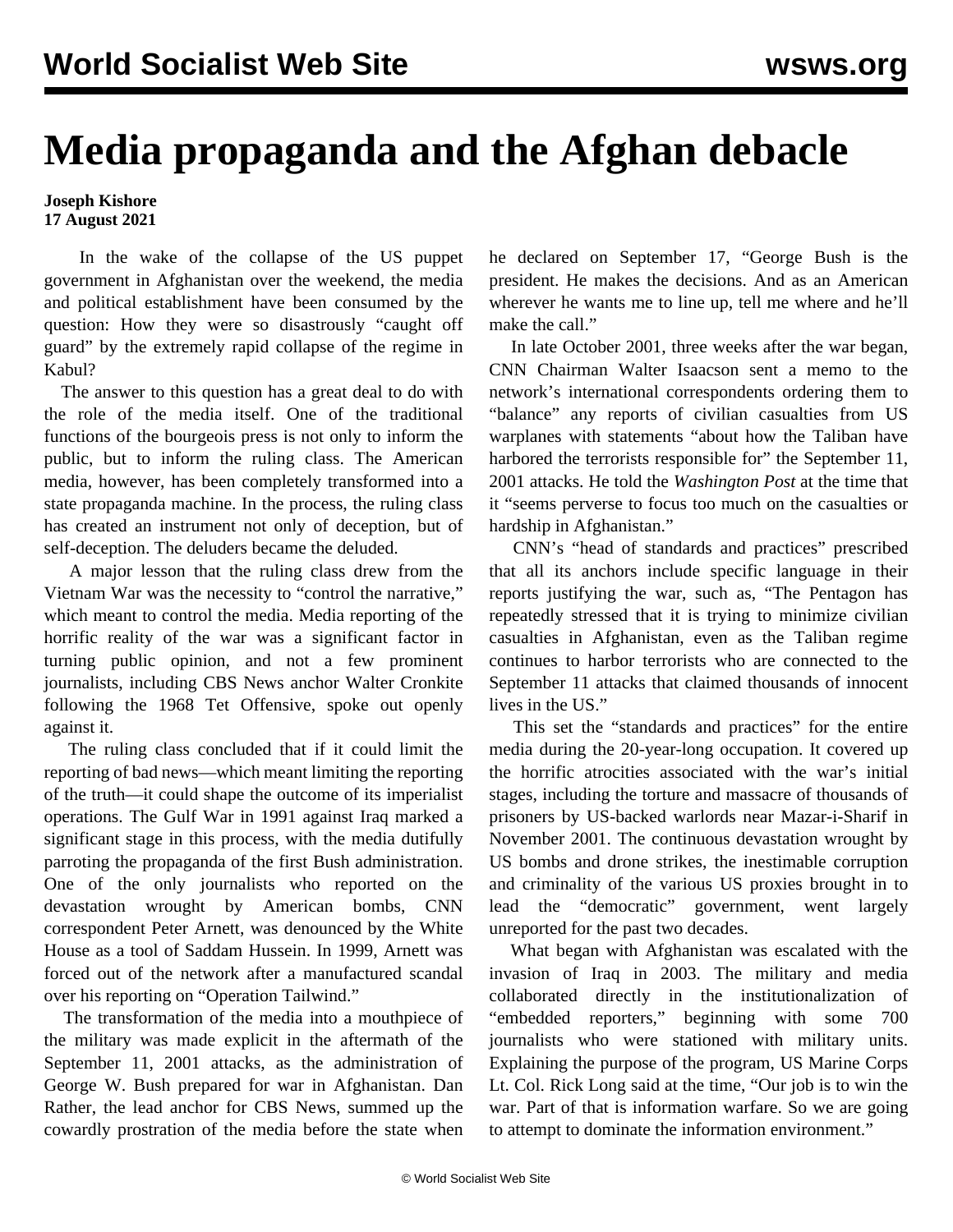# Media propaganda and the Afghan debacle

**Joseph Kishore**
**17 August 2021**

In the wake of the collapse of the US puppet government in Afghanistan over the weekend, the media and political establishment have been consumed by the question: How they were so disastrously "caught off guard" by the extremely rapid collapse of the regime in Kabul?

The answer to this question has a great deal to do with the role of the media itself. One of the traditional functions of the bourgeois press is not only to inform the public, but to inform the ruling class. The American media, however, has been completely transformed into a state propaganda machine. In the process, the ruling class has created an instrument not only of deception, but of self-deception. The deluders became the deluded.

A major lesson that the ruling class drew from the Vietnam War was the necessity to "control the narrative," which meant to control the media. Media reporting of the horrific reality of the war was a significant factor in turning public opinion, and not a few prominent journalists, including CBS News anchor Walter Cronkite following the 1968 Tet Offensive, spoke out openly against it.

The ruling class concluded that if it could limit the reporting of bad news—which meant limiting the reporting of the truth—it could shape the outcome of its imperialist operations. The Gulf War in 1991 against Iraq marked a significant stage in this process, with the media dutifully parroting the propaganda of the first Bush administration. One of the only journalists who reported on the devastation wrought by American bombs, CNN correspondent Peter Arnett, was denounced by the White House as a tool of Saddam Hussein. In 1999, Arnett was forced out of the network after a manufactured scandal over his reporting on "Operation Tailwind."

The transformation of the media into a mouthpiece of the military was made explicit in the aftermath of the September 11, 2001 attacks, as the administration of George W. Bush prepared for war in Afghanistan. Dan Rather, the lead anchor for CBS News, summed up the cowardly prostration of the media before the state when he declared on September 17, "George Bush is the president. He makes the decisions. And as an American wherever he wants me to line up, tell me where and he'll make the call."

In late October 2001, three weeks after the war began, CNN Chairman Walter Isaacson sent a memo to the network's international correspondents ordering them to "balance" any reports of civilian casualties from US warplanes with statements "about how the Taliban have harbored the terrorists responsible for" the September 11, 2001 attacks. He told the *Washington Post* at the time that it "seems perverse to focus too much on the casualties or hardship in Afghanistan."

CNN's "head of standards and practices" prescribed that all its anchors include specific language in their reports justifying the war, such as, "The Pentagon has repeatedly stressed that it is trying to minimize civilian casualties in Afghanistan, even as the Taliban regime continues to harbor terrorists who are connected to the September 11 attacks that claimed thousands of innocent lives in the US."

This set the "standards and practices" for the entire media during the 20-year-long occupation. It covered up the horrific atrocities associated with the war's initial stages, including the torture and massacre of thousands of prisoners by US-backed warlords near Mazar-i-Sharif in November 2001. The continuous devastation wrought by US bombs and drone strikes, the inestimable corruption and criminality of the various US proxies brought in to lead the "democratic" government, went largely unreported for the past two decades.

What began with Afghanistan was escalated with the invasion of Iraq in 2003. The military and media collaborated directly in the institutionalization of "embedded reporters," beginning with some 700 journalists who were stationed with military units. Explaining the purpose of the program, US Marine Corps Lt. Col. Rick Long said at the time, "Our job is to win the war. Part of that is information warfare. So we are going to attempt to dominate the information environment."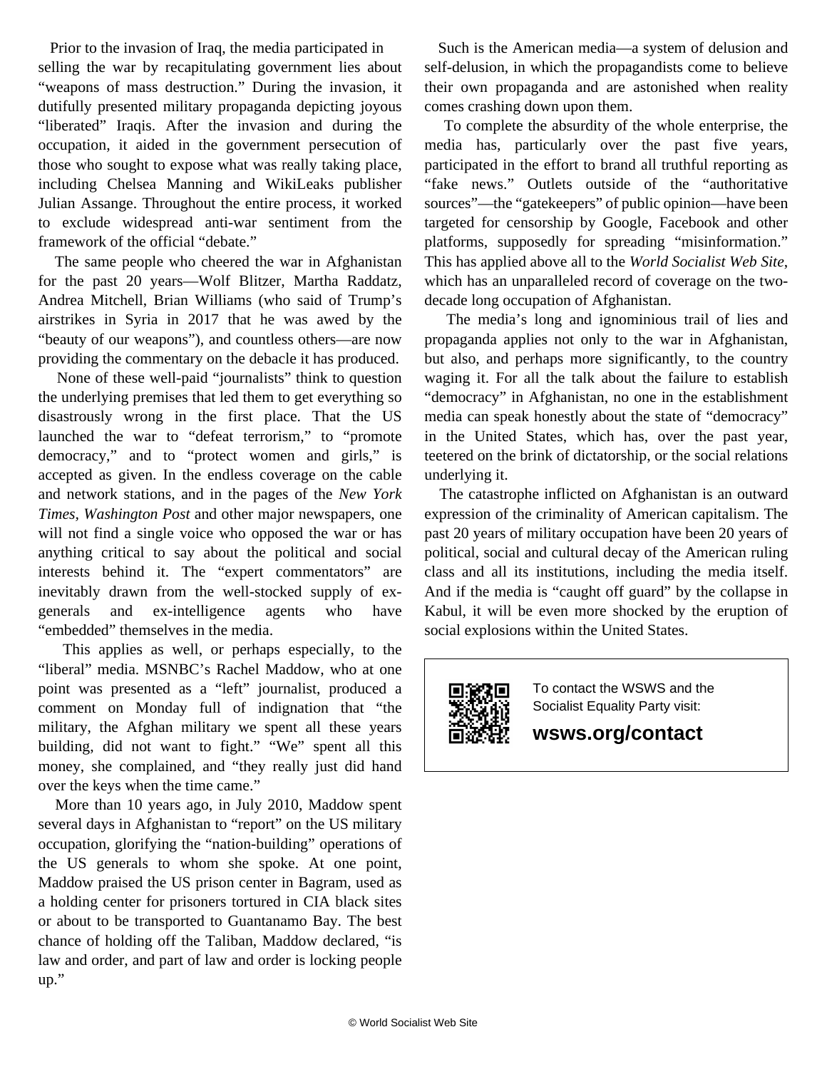Prior to the invasion of Iraq, the media participated in selling the war by recapitulating government lies about "weapons of mass destruction." During the invasion, it dutifully presented military propaganda depicting joyous "liberated" Iraqis. After the invasion and during the occupation, it aided in the government persecution of those who sought to expose what was really taking place, including Chelsea Manning and WikiLeaks publisher Julian Assange. Throughout the entire process, it worked to exclude widespread anti-war sentiment from the framework of the official "debate."

The same people who cheered the war in Afghanistan for the past 20 years—Wolf Blitzer, Martha Raddatz, Andrea Mitchell, Brian Williams (who said of Trump's airstrikes in Syria in 2017 that he was awed by the "beauty of our weapons"), and countless others—are now providing the commentary on the debacle it has produced.

None of these well-paid "journalists" think to question the underlying premises that led them to get everything so disastrously wrong in the first place. That the US launched the war to "defeat terrorism," to "promote democracy," and to "protect women and girls," is accepted as given. In the endless coverage on the cable and network stations, and in the pages of the *New York Times, Washington Post* and other major newspapers, one will not find a single voice who opposed the war or has anything critical to say about the political and social interests behind it. The "expert commentators" are inevitably drawn from the well-stocked supply of ex-generals and ex-intelligence agents who have "embedded" themselves in the media.

This applies as well, or perhaps especially, to the "liberal" media. MSNBC's Rachel Maddow, who at one point was presented as a "left" journalist, produced a comment on Monday full of indignation that "the military, the Afghan military we spent all these years building, did not want to fight." "We" spent all this money, she complained, and "they really just did hand over the keys when the time came."

More than 10 years ago, in July 2010, Maddow spent several days in Afghanistan to "report" on the US military occupation, glorifying the "nation-building" operations of the US generals to whom she spoke. At one point, Maddow praised the US prison center in Bagram, used as a holding center for prisoners tortured in CIA black sites or about to be transported to Guantanamo Bay. The best chance of holding off the Taliban, Maddow declared, "is law and order, and part of law and order is locking people up."

Such is the American media—a system of delusion and self-delusion, in which the propagandists come to believe their own propaganda and are astonished when reality comes crashing down upon them.

To complete the absurdity of the whole enterprise, the media has, particularly over the past five years, participated in the effort to brand all truthful reporting as "fake news." Outlets outside of the "authoritative sources"—the "gatekeepers" of public opinion—have been targeted for censorship by Google, Facebook and other platforms, supposedly for spreading "misinformation." This has applied above all to the *World Socialist Web Site*, which has an unparalleled record of coverage on the two-decade long occupation of Afghanistan.

The media's long and ignominious trail of lies and propaganda applies not only to the war in Afghanistan, but also, and perhaps more significantly, to the country waging it. For all the talk about the failure to establish "democracy" in Afghanistan, no one in the establishment media can speak honestly about the state of "democracy" in the United States, which has, over the past year, teetered on the brink of dictatorship, or the social relations underlying it.

The catastrophe inflicted on Afghanistan is an outward expression of the criminality of American capitalism. The past 20 years of military occupation have been 20 years of political, social and cultural decay of the American ruling class and all its institutions, including the media itself. And if the media is "caught off guard" by the collapse in Kabul, it will be even more shocked by the eruption of social explosions within the United States.

To contact the WSWS and the Socialist Equality Party visit:

**wsws.org/contact**